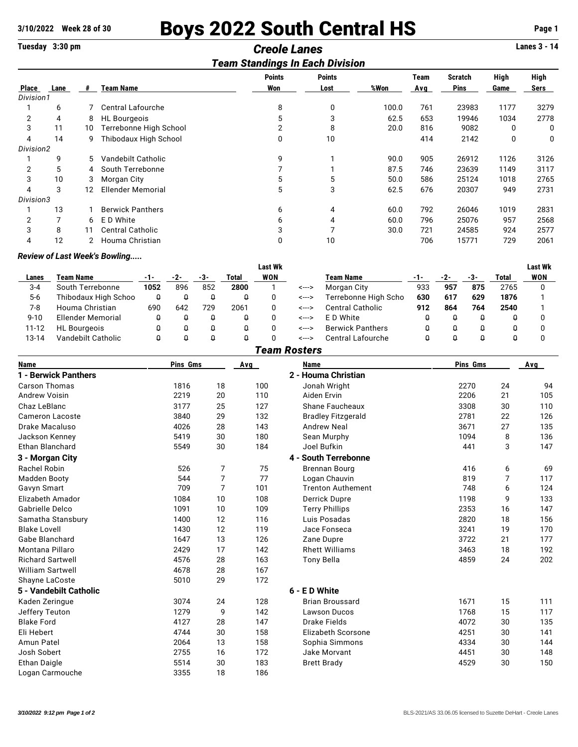# Boys 2022 South Central HS

3/10/2022 Week 28 of 30

Tuesday 3:30 pm

## *Creole Lanes*

Lanes 3 - 14

### *Team Standings In Each Division*

| Place | Lane | # | Team Name | Points Won | Points Lost | %Won | Team Avg | Scratch Pins | High Game | High Sers |
|---|---|---|---|---|---|---|---|---|---|---|
| *Division1* | | | | | | | | | | |
| 1 | 6 | 7 | Central Lafourche | 8 | 0 | 100.0 | 761 | 23983 | 1177 | 3279 |
| 2 | 4 | 8 | HL Bourgeois | 5 | 3 | 62.5 | 653 | 19946 | 1034 | 2778 |
| 3 | 11 | 10 | Terrebonne High School | 2 | 8 | 20.0 | 816 | 9082 | 0 | 0 |
| 4 | 14 | 9 | Thibodaux High School | 0 | 10 | | 414 | 2142 | 0 | 0 |
| *Division2* | | | | | | | | | | |
| 1 | 9 | 5 | Vandebilt Catholic | 9 | 1 | 90.0 | 905 | 26912 | 1126 | 3126 |
| 2 | 5 | 4 | South Terrebonne | 7 | 1 | 87.5 | 746 | 23639 | 1149 | 3117 |
| 3 | 10 | 3 | Morgan City | 5 | 5 | 50.0 | 586 | 25124 | 1018 | 2765 |
| 4 | 3 | 12 | Ellender Memorial | 5 | 3 | 62.5 | 676 | 20307 | 949 | 2731 |
| *Division3* | | | | | | | | | | |
| 1 | 13 | 1 | Berwick Panthers | 6 | 4 | 60.0 | 792 | 26046 | 1019 | 2831 |
| 2 | 7 | 6 | E D White | 6 | 4 | 60.0 | 796 | 25076 | 957 | 2568 |
| 3 | 8 | 11 | Central Catholic | 3 | 7 | 30.0 | 721 | 24585 | 924 | 2577 |
| 4 | 12 | 2 | Houma Christian | 0 | 10 | | 706 | 15771 | 729 | 2061 |

*Review of Last Week's Bowling.....*

| Lanes | Team Name | -1- | -2- | -3- | Total | Last Wk WON | | Team Name | -1- | -2- | -3- | Total | Last Wk WON |
|---|---|---|---|---|---|---|---|---|---|---|---|---|---|
| 3-4 | South Terrebonne | **1052** | 896 | 852 | **2800** | 1 | <---> | Morgan City | 933 | **957** | **875** | 2765 | 0 |
| 5-6 | Thibodaux High Schoo | 0 | 0 | 0 | 0 | 0 | <---> | Terrebonne High Scho | **630** | **617** | **629** | **1876** | 1 |
| 7-8 | Houma Christian | 690 | 642 | 729 | 2061 | 0 | <---> | Central Catholic | **912** | **864** | **764** | **2540** | 1 |
| 9-10 | Ellender Memorial | 0 | 0 | 0 | 0 | 0 | <---> | E D White | 0 | 0 | 0 | 0 | 0 |
| 11-12 | HL Bourgeois | 0 | 0 | 0 | 0 | 0 | <---> | Berwick Panthers | 0 | 0 | 0 | 0 | 0 |
| 13-14 | Vandebilt Catholic | 0 | 0 | 0 | 0 | 0 | <---> | Central Lafourche | 0 | 0 | 0 | 0 | 0 |

### *Team Rosters*

| Name | Pins | Gms | Avg |
|---|---|---|---|
| **1 - Berwick Panthers** | | | |
| Carson Thomas | 1816 | 18 | 100 |
| Andrew Voisin | 2219 | 20 | 110 |
| Chaz LeBlanc | 3177 | 25 | 127 |
| Cameron Lacoste | 3840 | 29 | 132 |
| Drake Macaluso | 4026 | 28 | 143 |
| Jackson Kenney | 5419 | 30 | 180 |
| Ethan Blanchard | 5549 | 30 | 184 |
| **2 - Houma Christian** | | | |
| Jonah Wright | 2270 | 24 | 94 |
| Aiden Ervin | 2206 | 21 | 105 |
| Shane Faucheaux | 3308 | 30 | 110 |
| Bradley Fitzgerald | 2781 | 22 | 126 |
| Andrew Neal | 3671 | 27 | 135 |
| Sean Murphy | 1094 | 8 | 136 |
| Joel Bufkin | 441 | 3 | 147 |
| **3 - Morgan City** | | | |
| Rachel Robin | 526 | 7 | 75 |
| Madden Booty | 544 | 7 | 77 |
| Gavyn Smart | 709 | 7 | 101 |
| Elizabeth Amador | 1084 | 10 | 108 |
| Gabrielle Delco | 1091 | 10 | 109 |
| Samatha Stansbury | 1400 | 12 | 116 |
| Blake Lovell | 1430 | 12 | 119 |
| Gabe Blanchard | 1647 | 13 | 126 |
| Montana Pillaro | 2429 | 17 | 142 |
| Richard Sartwell | 4576 | 28 | 163 |
| William Sartwell | 4678 | 28 | 167 |
| Shayne LaCoste | 5010 | 29 | 172 |
| **4 - South Terrebonne** | | | |
| Brennan Bourg | 416 | 6 | 69 |
| Logan Chauvin | 819 | 7 | 117 |
| Trenton Authement | 748 | 6 | 124 |
| Derrick Dupre | 1198 | 9 | 133 |
| Terry Phillips | 2353 | 16 | 147 |
| Luis Posadas | 2820 | 18 | 156 |
| Jace Fonseca | 3241 | 19 | 170 |
| Zane Dupre | 3722 | 21 | 177 |
| Rhett Williams | 3463 | 18 | 192 |
| Tony Bella | 4859 | 24 | 202 |
| **5 - Vandebilt Catholic** | | | |
| Kaden Zeringue | 3074 | 24 | 128 |
| Jeffery Teuton | 1279 | 9 | 142 |
| Blake Ford | 4127 | 28 | 147 |
| Eli Hebert | 4744 | 30 | 158 |
| Amun Patel | 2064 | 13 | 158 |
| Josh Sobert | 2755 | 16 | 172 |
| Ethan Daigle | 5514 | 30 | 183 |
| Logan Carmouche | 3355 | 18 | 186 |
| **6 - E D White** | | | |
| Brian Broussard | 1671 | 15 | 111 |
| Lawson Ducos | 1768 | 15 | 117 |
| Drake Fields | 4072 | 30 | 135 |
| Elizabeth Scorsone | 4251 | 30 | 141 |
| Sophia Simmons | 4334 | 30 | 144 |
| Jake Morvant | 4451 | 30 | 148 |
| Brett Brady | 4529 | 30 | 150 |

BLS-2021/AS 33.06.05 licensed to Suzette DeHart - Creole Lanes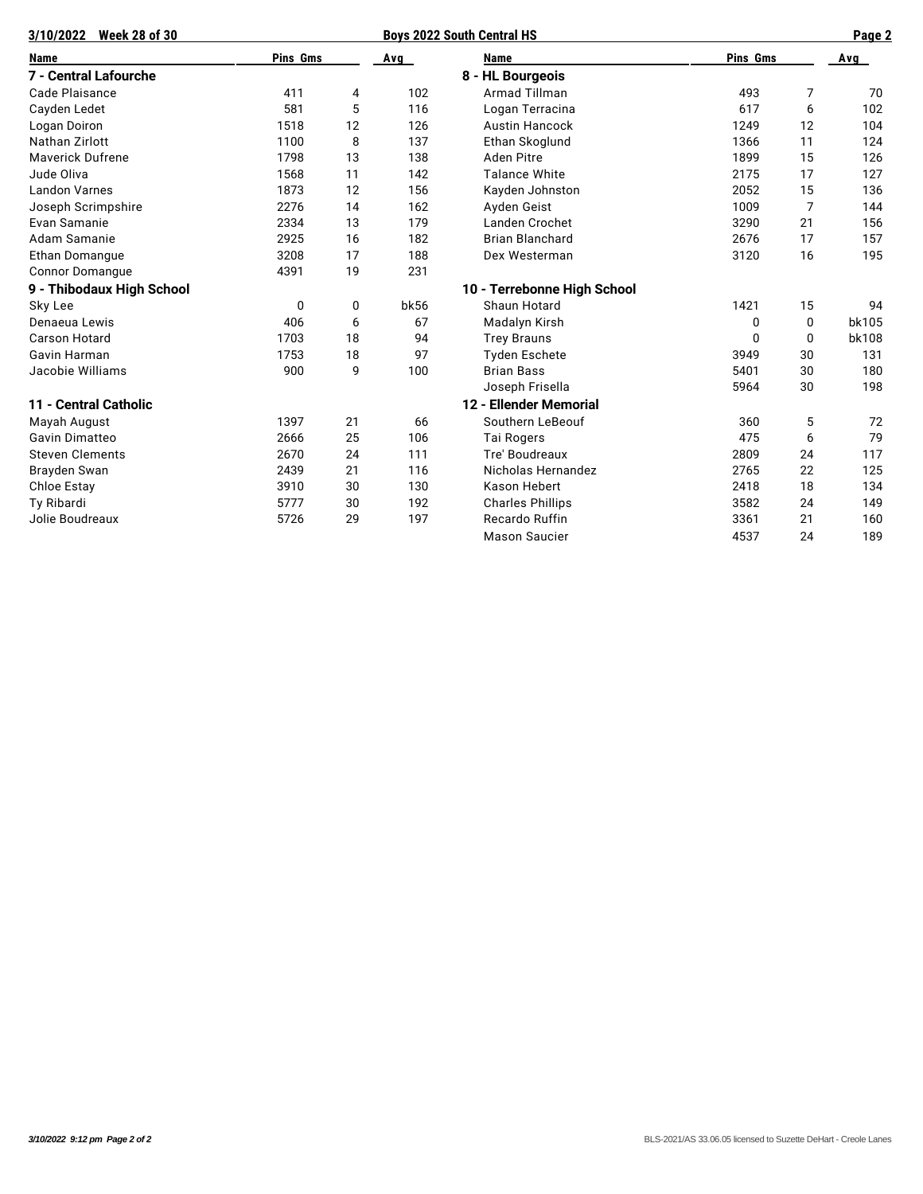## Boys 2022 South Central HS

3/10/2022 Week 28 of 30

### 7 - Central Lafourche

| Name | Pins | Gms | Avg |
|---|---|---|---|
| Cade Plaisance | 411 | 4 | 102 |
| Cayden Ledet | 581 | 5 | 116 |
| Logan Doiron | 1518 | 12 | 126 |
| Nathan Zirlott | 1100 | 8 | 137 |
| Maverick Dufrene | 1798 | 13 | 138 |
| Jude Oliva | 1568 | 11 | 142 |
| Landon Varnes | 1873 | 12 | 156 |
| Joseph Scrimpshire | 2276 | 14 | 162 |
| Evan Samanie | 2334 | 13 | 179 |
| Adam Samanie | 2925 | 16 | 182 |
| Ethan Domangue | 3208 | 17 | 188 |
| Connor Domangue | 4391 | 19 | 231 |

### 8 - HL Bourgeois

| Name | Pins | Gms | Avg |
|---|---|---|---|
| Armad Tillman | 493 | 7 | 70 |
| Logan Terracina | 617 | 6 | 102 |
| Austin Hancock | 1249 | 12 | 104 |
| Ethan Skoglund | 1366 | 11 | 124 |
| Aden Pitre | 1899 | 15 | 126 |
| Talance White | 2175 | 17 | 127 |
| Kayden Johnston | 2052 | 15 | 136 |
| Ayden Geist | 1009 | 7 | 144 |
| Landen Crochet | 3290 | 21 | 156 |
| Brian Blanchard | 2676 | 17 | 157 |
| Dex Westerman | 3120 | 16 | 195 |

### 9 - Thibodaux High School

| Name | Pins | Gms | Avg |
|---|---|---|---|
| Sky Lee | 0 | 0 | bk56 |
| Denaeua Lewis | 406 | 6 | 67 |
| Carson Hotard | 1703 | 18 | 94 |
| Gavin Harman | 1753 | 18 | 97 |
| Jacobie Williams | 900 | 9 | 100 |

### 10 - Terrebonne High School

| Name | Pins | Gms | Avg |
|---|---|---|---|
| Shaun Hotard | 1421 | 15 | 94 |
| Madalyn Kirsh | 0 | 0 | bk105 |
| Trey Brauns | 0 | 0 | bk108 |
| Tyden Eschete | 3949 | 30 | 131 |
| Brian Bass | 5401 | 30 | 180 |
| Joseph Frisella | 5964 | 30 | 198 |

### 11 - Central Catholic

| Name | Pins | Gms | Avg |
|---|---|---|---|
| Mayah August | 1397 | 21 | 66 |
| Gavin Dimatteo | 2666 | 25 | 106 |
| Steven Clements | 2670 | 24 | 111 |
| Brayden Swan | 2439 | 21 | 116 |
| Chloe Estay | 3910 | 30 | 130 |
| Ty Ribardi | 5777 | 30 | 192 |
| Jolie Boudreaux | 5726 | 29 | 197 |

### 12 - Ellender Memorial

| Name | Pins | Gms | Avg |
|---|---|---|---|
| Southern LeBeouf | 360 | 5 | 72 |
| Tai Rogers | 475 | 6 | 79 |
| Tre' Boudreaux | 2809 | 24 | 117 |
| Nicholas Hernandez | 2765 | 22 | 125 |
| Kason Hebert | 2418 | 18 | 134 |
| Charles Phillips | 3582 | 24 | 149 |
| Recardo Ruffin | 3361 | 21 | 160 |
| Mason Saucier | 4537 | 24 | 189 |

3/10/2022 9:12 pm

BLS-2021/AS 33.06.05 licensed to Suzette DeHart - Creole Lanes